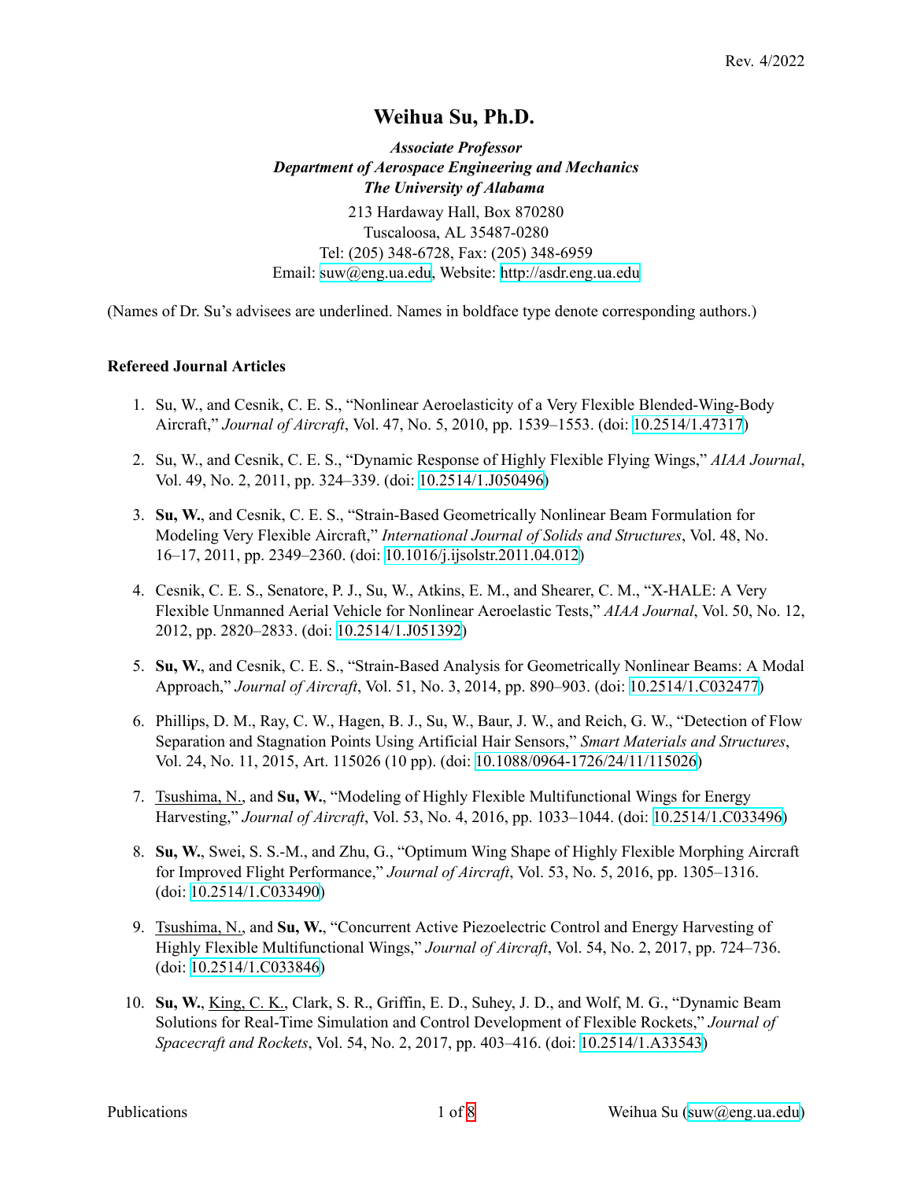Rev. 4/2022

# Weihua Su, Ph.D.

***Associate Professor***
***Department of Aerospace Engineering and Mechanics***
***The University of Alabama***

213 Hardaway Hall, Box 870280
Tuscaloosa, AL 35487-0280
Tel: (205) 348-6728, Fax: (205) 348-6959
Email: suw@eng.ua.edu, Website: http://asdr.eng.ua.edu

(Names of Dr. Su's advisees are underlined. Names in boldface type denote corresponding authors.)

### Refereed Journal Articles

1. Su, W., and Cesnik, C. E. S., "Nonlinear Aeroelasticity of a Very Flexible Blended-Wing-Body Aircraft," *Journal of Aircraft*, Vol. 47, No. 5, 2010, pp. 1539–1553. (doi: 10.2514/1.47317)

2. Su, W., and Cesnik, C. E. S., "Dynamic Response of Highly Flexible Flying Wings," *AIAA Journal*, Vol. 49, No. 2, 2011, pp. 324–339. (doi: 10.2514/1.J050496)

3. **Su, W.**, and Cesnik, C. E. S., "Strain-Based Geometrically Nonlinear Beam Formulation for Modeling Very Flexible Aircraft," *International Journal of Solids and Structures*, Vol. 48, No. 16–17, 2011, pp. 2349–2360. (doi: 10.1016/j.ijsolstr.2011.04.012)

4. Cesnik, C. E. S., Senatore, P. J., Su, W., Atkins, E. M., and Shearer, C. M., "X-HALE: A Very Flexible Unmanned Aerial Vehicle for Nonlinear Aeroelastic Tests," *AIAA Journal*, Vol. 50, No. 12, 2012, pp. 2820–2833. (doi: 10.2514/1.J051392)

5. **Su, W.**, and Cesnik, C. E. S., "Strain-Based Analysis for Geometrically Nonlinear Beams: A Modal Approach," *Journal of Aircraft*, Vol. 51, No. 3, 2014, pp. 890–903. (doi: 10.2514/1.C032477)

6. Phillips, D. M., Ray, C. W., Hagen, B. J., Su, W., Baur, J. W., and Reich, G. W., "Detection of Flow Separation and Stagnation Points Using Artificial Hair Sensors," *Smart Materials and Structures*, Vol. 24, No. 11, 2015, Art. 115026 (10 pp). (doi: 10.1088/0964-1726/24/11/115026)

7. <u>Tsushima, N.</u>, and **Su, W.**, "Modeling of Highly Flexible Multifunctional Wings for Energy Harvesting," *Journal of Aircraft*, Vol. 53, No. 4, 2016, pp. 1033–1044. (doi: 10.2514/1.C033496)

8. **Su, W.**, Swei, S. S.-M., and Zhu, G., "Optimum Wing Shape of Highly Flexible Morphing Aircraft for Improved Flight Performance," *Journal of Aircraft*, Vol. 53, No. 5, 2016, pp. 1305–1316. (doi: 10.2514/1.C033490)

9. <u>Tsushima, N.</u>, and **Su, W.**, "Concurrent Active Piezoelectric Control and Energy Harvesting of Highly Flexible Multifunctional Wings," *Journal of Aircraft*, Vol. 54, No. 2, 2017, pp. 724–736. (doi: 10.2514/1.C033846)

10. **Su, W.**, <u>King, C. K.</u>, Clark, S. R., Griffin, E. D., Suhey, J. D., and Wolf, M. G., "Dynamic Beam Solutions for Real-Time Simulation and Control Development of Flexible Rockets," *Journal of Spacecraft and Rockets*, Vol. 54, No. 2, 2017, pp. 403–416. (doi: 10.2514/1.A33543)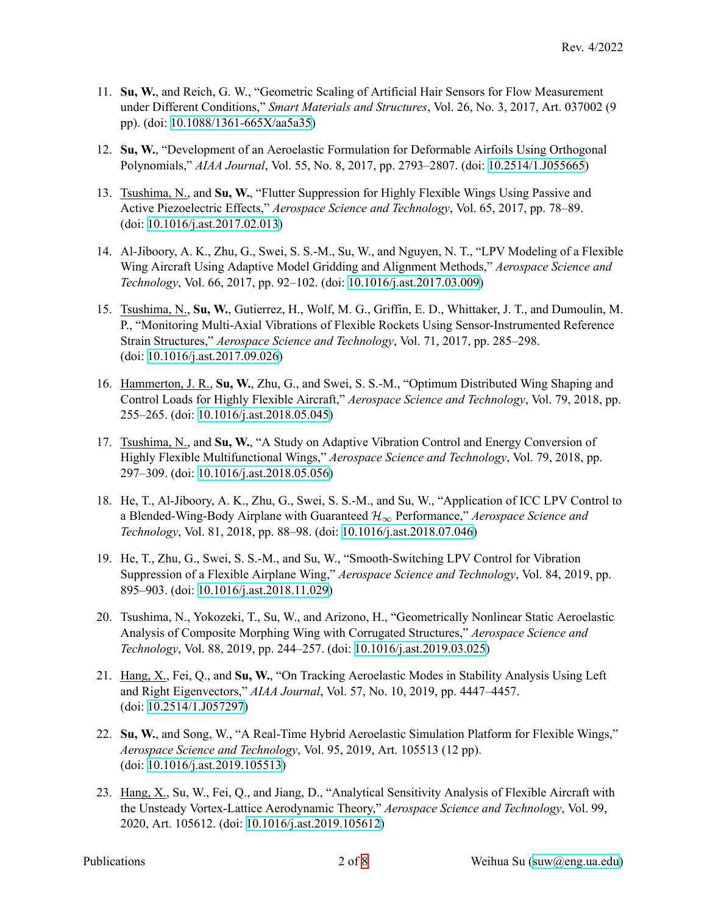11. **Su, W.**, and Reich, G. W., "Geometric Scaling of Artificial Hair Sensors for Flow Measurement under Different Conditions," *Smart Materials and Structures*, Vol. 26, No. 3, 2017, Art. 037002 (9 pp). (doi: 10.1088/1361-665X/aa5a35)

12. **Su, W.**, "Development of an Aeroelastic Formulation for Deformable Airfoils Using Orthogonal Polynomials," *AIAA Journal*, Vol. 55, No. 8, 2017, pp. 2793–2807. (doi: 10.2514/1.J055665)

13. Tsushima, N., and **Su, W.**, "Flutter Suppression for Highly Flexible Wings Using Passive and Active Piezoelectric Effects," *Aerospace Science and Technology*, Vol. 65, 2017, pp. 78–89. (doi: 10.1016/j.ast.2017.02.013)

14. Al-Jiboory, A. K., Zhu, G., Swei, S. S.-M., Su, W., and Nguyen, N. T., "LPV Modeling of a Flexible Wing Aircraft Using Adaptive Model Gridding and Alignment Methods," *Aerospace Science and Technology*, Vol. 66, 2017, pp. 92–102. (doi: 10.1016/j.ast.2017.03.009)

15. Tsushima, N., **Su, W.**, Gutierrez, H., Wolf, M. G., Griffin, E. D., Whittaker, J. T., and Dumoulin, M. P., "Monitoring Multi-Axial Vibrations of Flexible Rockets Using Sensor-Instrumented Reference Strain Structures," *Aerospace Science and Technology*, Vol. 71, 2017, pp. 285–298. (doi: 10.1016/j.ast.2017.09.026)

16. Hammerton, J. R., **Su, W.**, Zhu, G., and Swei, S. S.-M., "Optimum Distributed Wing Shaping and Control Loads for Highly Flexible Aircraft," *Aerospace Science and Technology*, Vol. 79, 2018, pp. 255–265. (doi: 10.1016/j.ast.2018.05.045)

17. Tsushima, N., and **Su, W.**, "A Study on Adaptive Vibration Control and Energy Conversion of Highly Flexible Multifunctional Wings," *Aerospace Science and Technology*, Vol. 79, 2018, pp. 297–309. (doi: 10.1016/j.ast.2018.05.056)

18. He, T., Al-Jiboory, A. K., Zhu, G., Swei, S. S.-M., and Su, W., "Application of ICC LPV Control to a Blended-Wing-Body Airplane with Guaranteed $\mathcal{H}_\infty$ Performance," *Aerospace Science and Technology*, Vol. 81, 2018, pp. 88–98. (doi: 10.1016/j.ast.2018.07.046)

19. He, T., Zhu, G., Swei, S. S.-M., and Su, W., "Smooth-Switching LPV Control for Vibration Suppression of a Flexible Airplane Wing," *Aerospace Science and Technology*, Vol. 84, 2019, pp. 895–903. (doi: 10.1016/j.ast.2018.11.029)

20. Tsushima, N., Yokozeki, T., Su, W., and Arizono, H., "Geometrically Nonlinear Static Aeroelastic Analysis of Composite Morphing Wing with Corrugated Structures," *Aerospace Science and Technology*, Vol. 88, 2019, pp. 244–257. (doi: 10.1016/j.ast.2019.03.025)

21. Hang, X., Fei, Q., and **Su, W.**, "On Tracking Aeroelastic Modes in Stability Analysis Using Left and Right Eigenvectors," *AIAA Journal*, Vol. 57, No. 10, 2019, pp. 4447–4457. (doi: 10.2514/1.J057297)

22. **Su, W.**, and Song, W., "A Real-Time Hybrid Aeroelastic Simulation Platform for Flexible Wings," *Aerospace Science and Technology*, Vol. 95, 2019, Art. 105513 (12 pp). (doi: 10.1016/j.ast.2019.105513)

23. Hang, X., Su, W., Fei, Q., and Jiang, D., "Analytical Sensitivity Analysis of Flexible Aircraft with the Unsteady Vortex-Lattice Aerodynamic Theory," *Aerospace Science and Technology*, Vol. 99, 2020, Art. 105612. (doi: 10.1016/j.ast.2019.105612)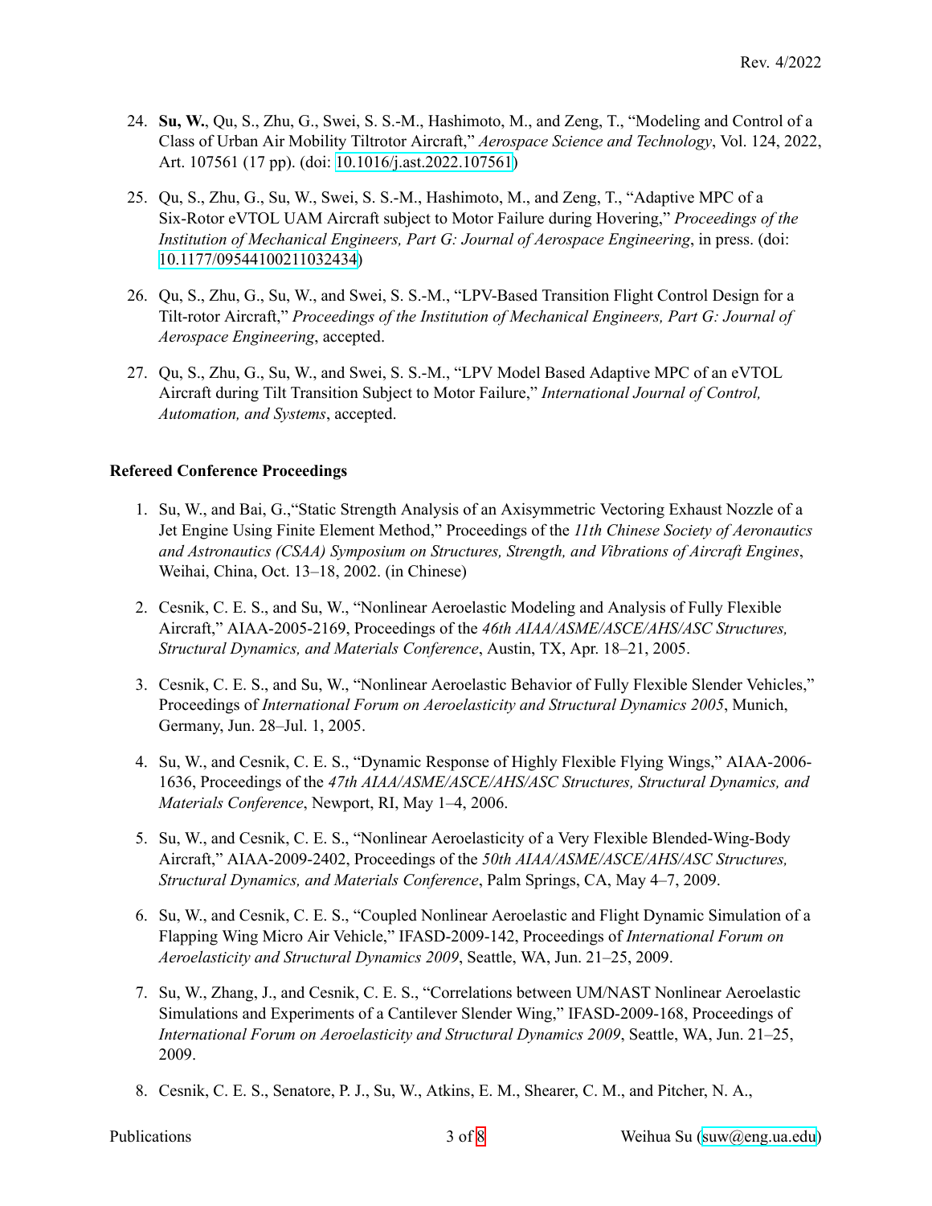24. **Su, W.**, Qu, S., Zhu, G., Swei, S. S.-M., Hashimoto, M., and Zeng, T., "Modeling and Control of a Class of Urban Air Mobility Tiltrotor Aircraft," *Aerospace Science and Technology*, Vol. 124, 2022, Art. 107561 (17 pp). (doi: 10.1016/j.ast.2022.107561)

25. Qu, S., Zhu, G., Su, W., Swei, S. S.-M., Hashimoto, M., and Zeng, T., "Adaptive MPC of a Six-Rotor eVTOL UAM Aircraft subject to Motor Failure during Hovering," *Proceedings of the Institution of Mechanical Engineers, Part G: Journal of Aerospace Engineering*, in press. (doi: 10.1177/09544100211032434)

26. Qu, S., Zhu, G., Su, W., and Swei, S. S.-M., "LPV-Based Transition Flight Control Design for a Tilt-rotor Aircraft," *Proceedings of the Institution of Mechanical Engineers, Part G: Journal of Aerospace Engineering*, accepted.

27. Qu, S., Zhu, G., Su, W., and Swei, S. S.-M., "LPV Model Based Adaptive MPC of an eVTOL Aircraft during Tilt Transition Subject to Motor Failure," *International Journal of Control, Automation, and Systems*, accepted.

**Refereed Conference Proceedings**

1. Su, W., and Bai, G.,"Static Strength Analysis of an Axisymmetric Vectoring Exhaust Nozzle of a Jet Engine Using Finite Element Method," Proceedings of the *11th Chinese Society of Aeronautics and Astronautics (CSAA) Symposium on Structures, Strength, and Vibrations of Aircraft Engines*, Weihai, China, Oct. 13–18, 2002. (in Chinese)

2. Cesnik, C. E. S., and Su, W., "Nonlinear Aeroelastic Modeling and Analysis of Fully Flexible Aircraft," AIAA-2005-2169, Proceedings of the *46th AIAA/ASME/ASCE/AHS/ASC Structures, Structural Dynamics, and Materials Conference*, Austin, TX, Apr. 18–21, 2005.

3. Cesnik, C. E. S., and Su, W., "Nonlinear Aeroelastic Behavior of Fully Flexible Slender Vehicles," Proceedings of *International Forum on Aeroelasticity and Structural Dynamics 2005*, Munich, Germany, Jun. 28–Jul. 1, 2005.

4. Su, W., and Cesnik, C. E. S., "Dynamic Response of Highly Flexible Flying Wings," AIAA-2006-1636, Proceedings of the *47th AIAA/ASME/ASCE/AHS/ASC Structures, Structural Dynamics, and Materials Conference*, Newport, RI, May 1–4, 2006.

5. Su, W., and Cesnik, C. E. S., "Nonlinear Aeroelasticity of a Very Flexible Blended-Wing-Body Aircraft," AIAA-2009-2402, Proceedings of the *50th AIAA/ASME/ASCE/AHS/ASC Structures, Structural Dynamics, and Materials Conference*, Palm Springs, CA, May 4–7, 2009.

6. Su, W., and Cesnik, C. E. S., "Coupled Nonlinear Aeroelastic and Flight Dynamic Simulation of a Flapping Wing Micro Air Vehicle," IFASD-2009-142, Proceedings of *International Forum on Aeroelasticity and Structural Dynamics 2009*, Seattle, WA, Jun. 21–25, 2009.

7. Su, W., Zhang, J., and Cesnik, C. E. S., "Correlations between UM/NAST Nonlinear Aeroelastic Simulations and Experiments of a Cantilever Slender Wing," IFASD-2009-168, Proceedings of *International Forum on Aeroelasticity and Structural Dynamics 2009*, Seattle, WA, Jun. 21–25, 2009.

8. Cesnik, C. E. S., Senatore, P. J., Su, W., Atkins, E. M., Shearer, C. M., and Pitcher, N. A.,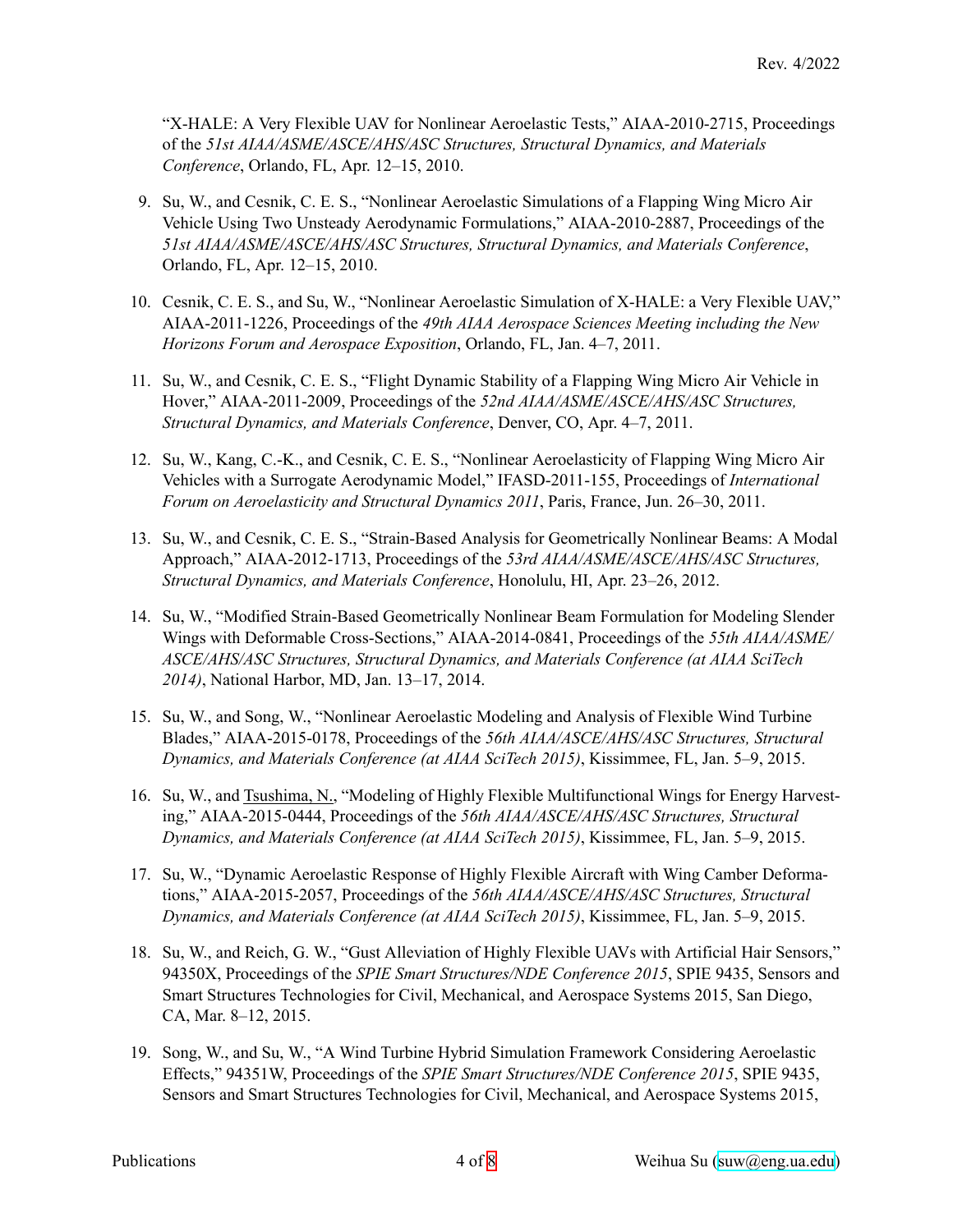"X-HALE: A Very Flexible UAV for Nonlinear Aeroelastic Tests," AIAA-2010-2715, Proceedings of the *51st AIAA/ASME/ASCE/AHS/ASC Structures, Structural Dynamics, and Materials Conference*, Orlando, FL, Apr. 12–15, 2010.

9. Su, W., and Cesnik, C. E. S., "Nonlinear Aeroelastic Simulations of a Flapping Wing Micro Air Vehicle Using Two Unsteady Aerodynamic Formulations," AIAA-2010-2887, Proceedings of the *51st AIAA/ASME/ASCE/AHS/ASC Structures, Structural Dynamics, and Materials Conference*, Orlando, FL, Apr. 12–15, 2010.

10. Cesnik, C. E. S., and Su, W., "Nonlinear Aeroelastic Simulation of X-HALE: a Very Flexible UAV," AIAA-2011-1226, Proceedings of the *49th AIAA Aerospace Sciences Meeting including the New Horizons Forum and Aerospace Exposition*, Orlando, FL, Jan. 4–7, 2011.

11. Su, W., and Cesnik, C. E. S., "Flight Dynamic Stability of a Flapping Wing Micro Air Vehicle in Hover," AIAA-2011-2009, Proceedings of the *52nd AIAA/ASME/ASCE/AHS/ASC Structures, Structural Dynamics, and Materials Conference*, Denver, CO, Apr. 4–7, 2011.

12. Su, W., Kang, C.-K., and Cesnik, C. E. S., "Nonlinear Aeroelasticity of Flapping Wing Micro Air Vehicles with a Surrogate Aerodynamic Model," IFASD-2011-155, Proceedings of *International Forum on Aeroelasticity and Structural Dynamics 2011*, Paris, France, Jun. 26–30, 2011.

13. Su, W., and Cesnik, C. E. S., "Strain-Based Analysis for Geometrically Nonlinear Beams: A Modal Approach," AIAA-2012-1713, Proceedings of the *53rd AIAA/ASME/ASCE/AHS/ASC Structures, Structural Dynamics, and Materials Conference*, Honolulu, HI, Apr. 23–26, 2012.

14. Su, W., "Modified Strain-Based Geometrically Nonlinear Beam Formulation for Modeling Slender Wings with Deformable Cross-Sections," AIAA-2014-0841, Proceedings of the *55th AIAA/ASME/ASCE/AHS/ASC Structures, Structural Dynamics, and Materials Conference (at AIAA SciTech 2014)*, National Harbor, MD, Jan. 13–17, 2014.

15. Su, W., and Song, W., "Nonlinear Aeroelastic Modeling and Analysis of Flexible Wind Turbine Blades," AIAA-2015-0178, Proceedings of the *56th AIAA/ASCE/AHS/ASC Structures, Structural Dynamics, and Materials Conference (at AIAA SciTech 2015)*, Kissimmee, FL, Jan. 5–9, 2015.

16. Su, W., and Tsushima, N., "Modeling of Highly Flexible Multifunctional Wings for Energy Harvesting," AIAA-2015-0444, Proceedings of the *56th AIAA/ASCE/AHS/ASC Structures, Structural Dynamics, and Materials Conference (at AIAA SciTech 2015)*, Kissimmee, FL, Jan. 5–9, 2015.

17. Su, W., "Dynamic Aeroelastic Response of Highly Flexible Aircraft with Wing Camber Deformations," AIAA-2015-2057, Proceedings of the *56th AIAA/ASCE/AHS/ASC Structures, Structural Dynamics, and Materials Conference (at AIAA SciTech 2015)*, Kissimmee, FL, Jan. 5–9, 2015.

18. Su, W., and Reich, G. W., "Gust Alleviation of Highly Flexible UAVs with Artificial Hair Sensors," 94350X, Proceedings of the *SPIE Smart Structures/NDE Conference 2015*, SPIE 9435, Sensors and Smart Structures Technologies for Civil, Mechanical, and Aerospace Systems 2015, San Diego, CA, Mar. 8–12, 2015.

19. Song, W., and Su, W., "A Wind Turbine Hybrid Simulation Framework Considering Aeroelastic Effects," 94351W, Proceedings of the *SPIE Smart Structures/NDE Conference 2015*, SPIE 9435, Sensors and Smart Structures Technologies for Civil, Mechanical, and Aerospace Systems 2015,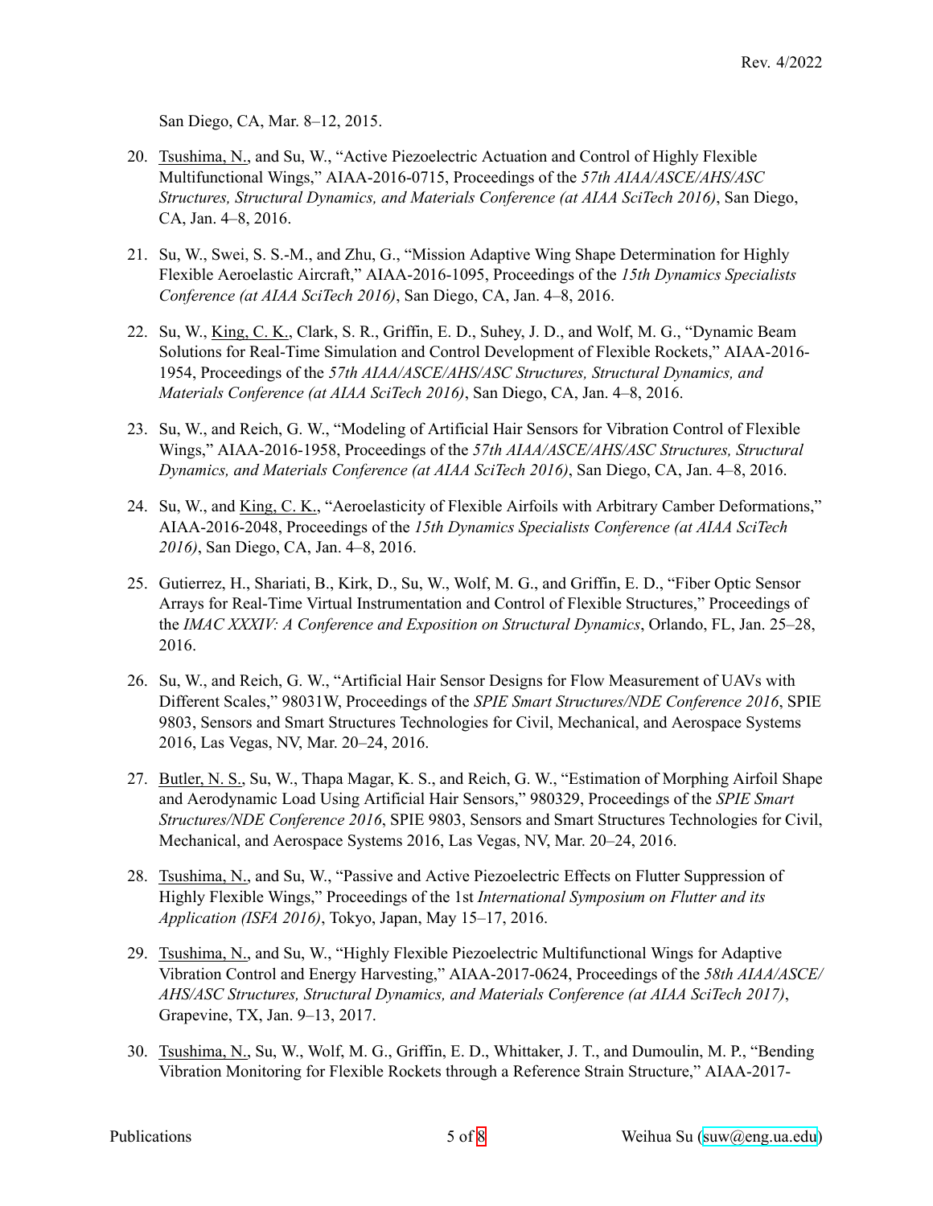San Diego, CA, Mar. 8–12, 2015.

20. Tsushima, N., and Su, W., "Active Piezoelectric Actuation and Control of Highly Flexible Multifunctional Wings," AIAA-2016-0715, Proceedings of the *57th AIAA/ASCE/AHS/ASC Structures, Structural Dynamics, and Materials Conference (at AIAA SciTech 2016)*, San Diego, CA, Jan. 4–8, 2016.

21. Su, W., Swei, S. S.-M., and Zhu, G., "Mission Adaptive Wing Shape Determination for Highly Flexible Aeroelastic Aircraft," AIAA-2016-1095, Proceedings of the *15th Dynamics Specialists Conference (at AIAA SciTech 2016)*, San Diego, CA, Jan. 4–8, 2016.

22. Su, W., King, C. K., Clark, S. R., Griffin, E. D., Suhey, J. D., and Wolf, M. G., "Dynamic Beam Solutions for Real-Time Simulation and Control Development of Flexible Rockets," AIAA-2016-1954, Proceedings of the *57th AIAA/ASCE/AHS/ASC Structures, Structural Dynamics, and Materials Conference (at AIAA SciTech 2016)*, San Diego, CA, Jan. 4–8, 2016.

23. Su, W., and Reich, G. W., "Modeling of Artificial Hair Sensors for Vibration Control of Flexible Wings," AIAA-2016-1958, Proceedings of the *57th AIAA/ASCE/AHS/ASC Structures, Structural Dynamics, and Materials Conference (at AIAA SciTech 2016)*, San Diego, CA, Jan. 4–8, 2016.

24. Su, W., and King, C. K., "Aeroelasticity of Flexible Airfoils with Arbitrary Camber Deformations," AIAA-2016-2048, Proceedings of the *15th Dynamics Specialists Conference (at AIAA SciTech 2016)*, San Diego, CA, Jan. 4–8, 2016.

25. Gutierrez, H., Shariati, B., Kirk, D., Su, W., Wolf, M. G., and Griffin, E. D., "Fiber Optic Sensor Arrays for Real-Time Virtual Instrumentation and Control of Flexible Structures," Proceedings of the *IMAC XXXIV: A Conference and Exposition on Structural Dynamics*, Orlando, FL, Jan. 25–28, 2016.

26. Su, W., and Reich, G. W., "Artificial Hair Sensor Designs for Flow Measurement of UAVs with Different Scales," 98031W, Proceedings of the *SPIE Smart Structures/NDE Conference 2016*, SPIE 9803, Sensors and Smart Structures Technologies for Civil, Mechanical, and Aerospace Systems 2016, Las Vegas, NV, Mar. 20–24, 2016.

27. Butler, N. S., Su, W., Thapa Magar, K. S., and Reich, G. W., "Estimation of Morphing Airfoil Shape and Aerodynamic Load Using Artificial Hair Sensors," 980329, Proceedings of the *SPIE Smart Structures/NDE Conference 2016*, SPIE 9803, Sensors and Smart Structures Technologies for Civil, Mechanical, and Aerospace Systems 2016, Las Vegas, NV, Mar. 20–24, 2016.

28. Tsushima, N., and Su, W., "Passive and Active Piezoelectric Effects on Flutter Suppression of Highly Flexible Wings," Proceedings of the 1st *International Symposium on Flutter and its Application (ISFA 2016)*, Tokyo, Japan, May 15–17, 2016.

29. Tsushima, N., and Su, W., "Highly Flexible Piezoelectric Multifunctional Wings for Adaptive Vibration Control and Energy Harvesting," AIAA-2017-0624, Proceedings of the *58th AIAA/ASCE/AHS/ASC Structures, Structural Dynamics, and Materials Conference (at AIAA SciTech 2017)*, Grapevine, TX, Jan. 9–13, 2017.

30. Tsushima, N., Su, W., Wolf, M. G., Griffin, E. D., Whittaker, J. T., and Dumoulin, M. P., "Bending Vibration Monitoring for Flexible Rockets through a Reference Strain Structure," AIAA-2017-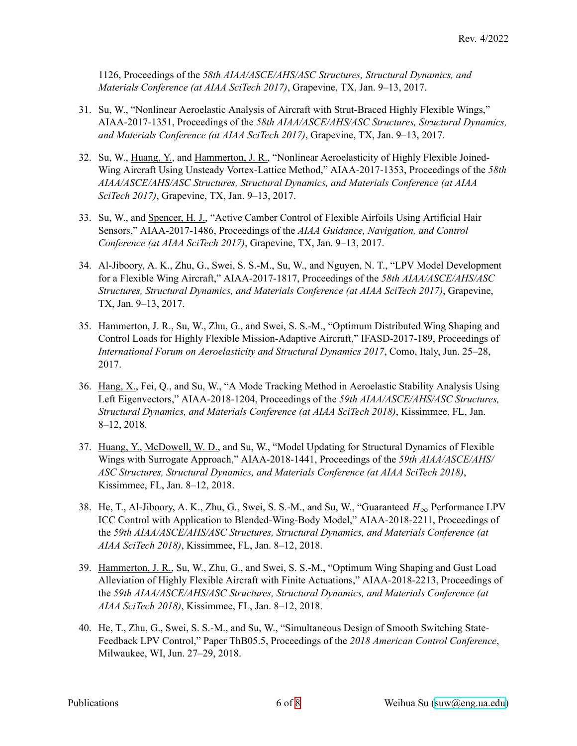1126, Proceedings of the *58th AIAA/ASCE/AHS/ASC Structures, Structural Dynamics, and Materials Conference (at AIAA SciTech 2017)*, Grapevine, TX, Jan. 9–13, 2017.

31. Su, W., "Nonlinear Aeroelastic Analysis of Aircraft with Strut-Braced Highly Flexible Wings," AIAA-2017-1351, Proceedings of the *58th AIAA/ASCE/AHS/ASC Structures, Structural Dynamics, and Materials Conference (at AIAA SciTech 2017)*, Grapevine, TX, Jan. 9–13, 2017.

32. Su, W., Huang, Y., and Hammerton, J. R., "Nonlinear Aeroelasticity of Highly Flexible Joined-Wing Aircraft Using Unsteady Vortex-Lattice Method," AIAA-2017-1353, Proceedings of the *58th AIAA/ASCE/AHS/ASC Structures, Structural Dynamics, and Materials Conference (at AIAA SciTech 2017)*, Grapevine, TX, Jan. 9–13, 2017.

33. Su, W., and Spencer, H. J., "Active Camber Control of Flexible Airfoils Using Artificial Hair Sensors," AIAA-2017-1486, Proceedings of the *AIAA Guidance, Navigation, and Control Conference (at AIAA SciTech 2017)*, Grapevine, TX, Jan. 9–13, 2017.

34. Al-Jiboory, A. K., Zhu, G., Swei, S. S.-M., Su, W., and Nguyen, N. T., "LPV Model Development for a Flexible Wing Aircraft," AIAA-2017-1817, Proceedings of the *58th AIAA/ASCE/AHS/ASC Structures, Structural Dynamics, and Materials Conference (at AIAA SciTech 2017)*, Grapevine, TX, Jan. 9–13, 2017.

35. Hammerton, J. R., Su, W., Zhu, G., and Swei, S. S.-M., "Optimum Distributed Wing Shaping and Control Loads for Highly Flexible Mission-Adaptive Aircraft," IFASD-2017-189, Proceedings of *International Forum on Aeroelasticity and Structural Dynamics 2017*, Como, Italy, Jun. 25–28, 2017.

36. Hang, X., Fei, Q., and Su, W., "A Mode Tracking Method in Aeroelastic Stability Analysis Using Left Eigenvectors," AIAA-2018-1204, Proceedings of the *59th AIAA/ASCE/AHS/ASC Structures, Structural Dynamics, and Materials Conference (at AIAA SciTech 2018)*, Kissimmee, FL, Jan. 8–12, 2018.

37. Huang, Y., McDowell, W. D., and Su, W., "Model Updating for Structural Dynamics of Flexible Wings with Surrogate Approach," AIAA-2018-1441, Proceedings of the *59th AIAA/ASCE/AHS/ASC Structures, Structural Dynamics, and Materials Conference (at AIAA SciTech 2018)*, Kissimmee, FL, Jan. 8–12, 2018.

38. He, T., Al-Jiboory, A. K., Zhu, G., Swei, S. S.-M., and Su, W., "Guaranteed $H_\infty$ Performance LPV ICC Control with Application to Blended-Wing-Body Model," AIAA-2018-2211, Proceedings of the *59th AIAA/ASCE/AHS/ASC Structures, Structural Dynamics, and Materials Conference (at AIAA SciTech 2018)*, Kissimmee, FL, Jan. 8–12, 2018.

39. Hammerton, J. R., Su, W., Zhu, G., and Swei, S. S.-M., "Optimum Wing Shaping and Gust Load Alleviation of Highly Flexible Aircraft with Finite Actuations," AIAA-2018-2213, Proceedings of the *59th AIAA/ASCE/AHS/ASC Structures, Structural Dynamics, and Materials Conference (at AIAA SciTech 2018)*, Kissimmee, FL, Jan. 8–12, 2018.

40. He, T., Zhu, G., Swei, S. S.-M., and Su, W., "Simultaneous Design of Smooth Switching State-Feedback LPV Control," Paper ThB05.5, Proceedings of the *2018 American Control Conference*, Milwaukee, WI, Jun. 27–29, 2018.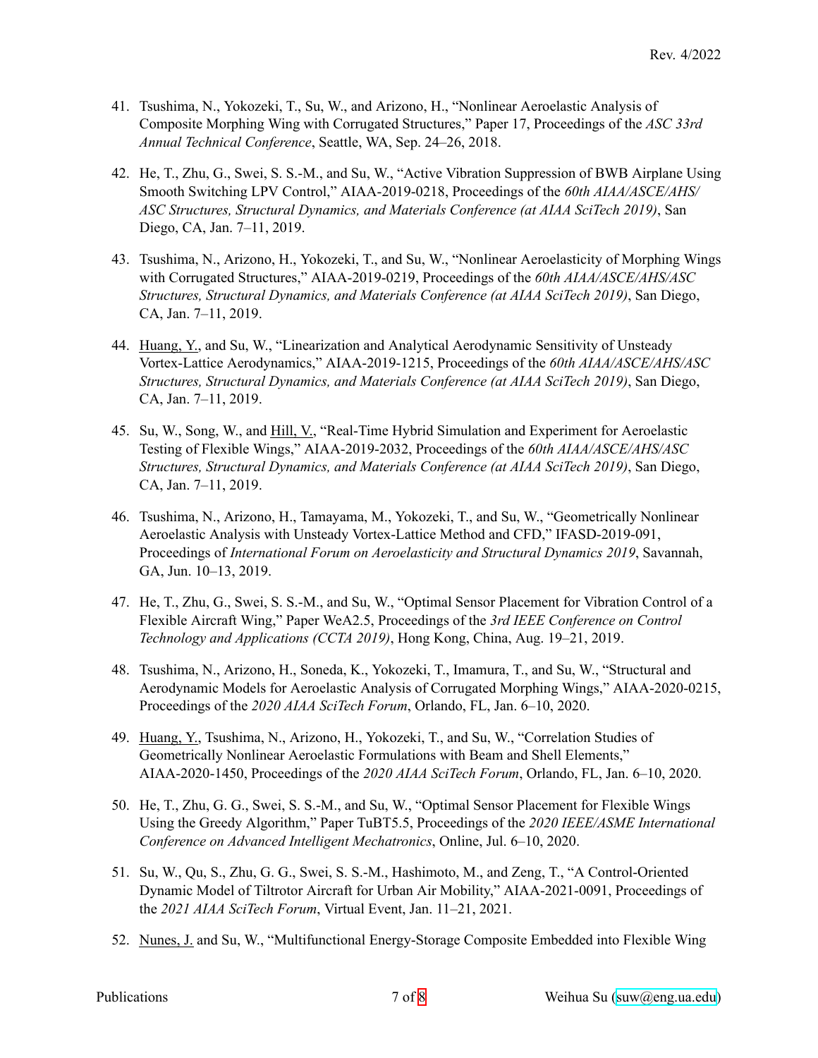41. Tsushima, N., Yokozeki, T., Su, W., and Arizono, H., "Nonlinear Aeroelastic Analysis of Composite Morphing Wing with Corrugated Structures," Paper 17, Proceedings of the *ASC 33rd Annual Technical Conference*, Seattle, WA, Sep. 24–26, 2018.

42. He, T., Zhu, G., Swei, S. S.-M., and Su, W., "Active Vibration Suppression of BWB Airplane Using Smooth Switching LPV Control," AIAA-2019-0218, Proceedings of the *60th AIAA/ASCE/AHS/ ASC Structures, Structural Dynamics, and Materials Conference (at AIAA SciTech 2019)*, San Diego, CA, Jan. 7–11, 2019.

43. Tsushima, N., Arizono, H., Yokozeki, T., and Su, W., "Nonlinear Aeroelasticity of Morphing Wings with Corrugated Structures," AIAA-2019-0219, Proceedings of the *60th AIAA/ASCE/AHS/ASC Structures, Structural Dynamics, and Materials Conference (at AIAA SciTech 2019)*, San Diego, CA, Jan. 7–11, 2019.

44. <u>Huang, Y.</u>, and Su, W., "Linearization and Analytical Aerodynamic Sensitivity of Unsteady Vortex-Lattice Aerodynamics," AIAA-2019-1215, Proceedings of the *60th AIAA/ASCE/AHS/ASC Structures, Structural Dynamics, and Materials Conference (at AIAA SciTech 2019)*, San Diego, CA, Jan. 7–11, 2019.

45. Su, W., Song, W., and <u>Hill, V.</u>, "Real-Time Hybrid Simulation and Experiment for Aeroelastic Testing of Flexible Wings," AIAA-2019-2032, Proceedings of the *60th AIAA/ASCE/AHS/ASC Structures, Structural Dynamics, and Materials Conference (at AIAA SciTech 2019)*, San Diego, CA, Jan. 7–11, 2019.

46. Tsushima, N., Arizono, H., Tamayama, M., Yokozeki, T., and Su, W., "Geometrically Nonlinear Aeroelastic Analysis with Unsteady Vortex-Lattice Method and CFD," IFASD-2019-091, Proceedings of *International Forum on Aeroelasticity and Structural Dynamics 2019*, Savannah, GA, Jun. 10–13, 2019.

47. He, T., Zhu, G., Swei, S. S.-M., and Su, W., "Optimal Sensor Placement for Vibration Control of a Flexible Aircraft Wing," Paper WeA2.5, Proceedings of the *3rd IEEE Conference on Control Technology and Applications (CCTA 2019)*, Hong Kong, China, Aug. 19–21, 2019.

48. Tsushima, N., Arizono, H., Soneda, K., Yokozeki, T., Imamura, T., and Su, W., "Structural and Aerodynamic Models for Aeroelastic Analysis of Corrugated Morphing Wings," AIAA-2020-0215, Proceedings of the *2020 AIAA SciTech Forum*, Orlando, FL, Jan. 6–10, 2020.

49. <u>Huang, Y.</u>, Tsushima, N., Arizono, H., Yokozeki, T., and Su, W., "Correlation Studies of Geometrically Nonlinear Aeroelastic Formulations with Beam and Shell Elements," AIAA-2020-1450, Proceedings of the *2020 AIAA SciTech Forum*, Orlando, FL, Jan. 6–10, 2020.

50. He, T., Zhu, G. G., Swei, S. S.-M., and Su, W., "Optimal Sensor Placement for Flexible Wings Using the Greedy Algorithm," Paper TuBT5.5, Proceedings of the *2020 IEEE/ASME International Conference on Advanced Intelligent Mechatronics*, Online, Jul. 6–10, 2020.

51. Su, W., Qu, S., Zhu, G. G., Swei, S. S.-M., Hashimoto, M., and Zeng, T., "A Control-Oriented Dynamic Model of Tiltrotor Aircraft for Urban Air Mobility," AIAA-2021-0091, Proceedings of the *2021 AIAA SciTech Forum*, Virtual Event, Jan. 11–21, 2021.

52. <u>Nunes, J.</u> and Su, W., "Multifunctional Energy-Storage Composite Embedded into Flexible Wing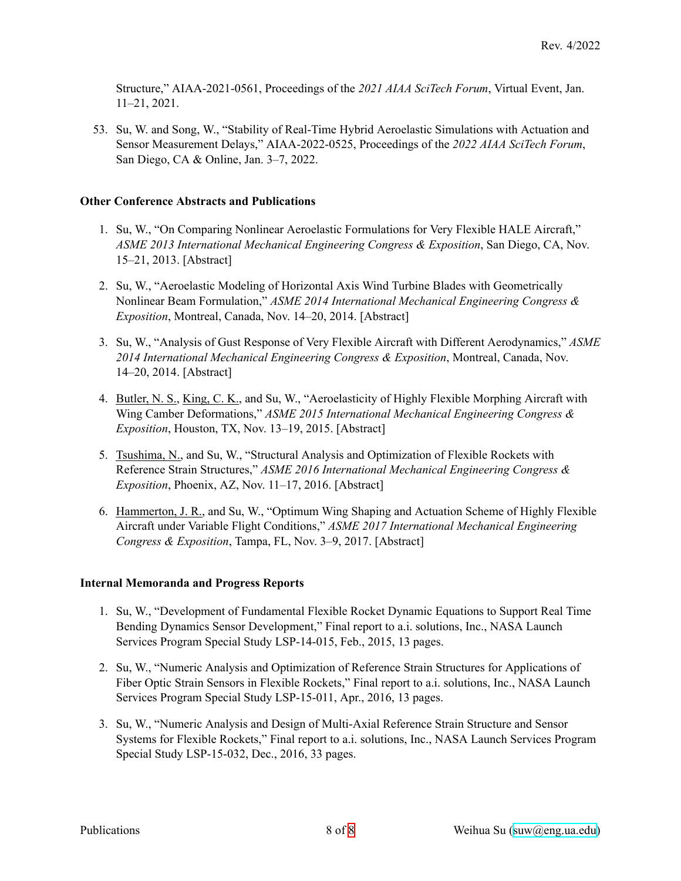Structure," AIAA-2021-0561, Proceedings of the *2021 AIAA SciTech Forum*, Virtual Event, Jan. 11–21, 2021.

53. Su, W. and Song, W., "Stability of Real-Time Hybrid Aeroelastic Simulations with Actuation and Sensor Measurement Delays," AIAA-2022-0525, Proceedings of the *2022 AIAA SciTech Forum*, San Diego, CA & Online, Jan. 3–7, 2022.

**Other Conference Abstracts and Publications**

1. Su, W., "On Comparing Nonlinear Aeroelastic Formulations for Very Flexible HALE Aircraft," *ASME 2013 International Mechanical Engineering Congress & Exposition*, San Diego, CA, Nov. 15–21, 2013. [Abstract]

2. Su, W., "Aeroelastic Modeling of Horizontal Axis Wind Turbine Blades with Geometrically Nonlinear Beam Formulation," *ASME 2014 International Mechanical Engineering Congress & Exposition*, Montreal, Canada, Nov. 14–20, 2014. [Abstract]

3. Su, W., "Analysis of Gust Response of Very Flexible Aircraft with Different Aerodynamics," *ASME 2014 International Mechanical Engineering Congress & Exposition*, Montreal, Canada, Nov. 14–20, 2014. [Abstract]

4. Butler, N. S., King, C. K., and Su, W., "Aeroelasticity of Highly Flexible Morphing Aircraft with Wing Camber Deformations," *ASME 2015 International Mechanical Engineering Congress & Exposition*, Houston, TX, Nov. 13–19, 2015. [Abstract]

5. Tsushima, N., and Su, W., "Structural Analysis and Optimization of Flexible Rockets with Reference Strain Structures," *ASME 2016 International Mechanical Engineering Congress & Exposition*, Phoenix, AZ, Nov. 11–17, 2016. [Abstract]

6. Hammerton, J. R., and Su, W., "Optimum Wing Shaping and Actuation Scheme of Highly Flexible Aircraft under Variable Flight Conditions," *ASME 2017 International Mechanical Engineering Congress & Exposition*, Tampa, FL, Nov. 3–9, 2017. [Abstract]

**Internal Memoranda and Progress Reports**

1. Su, W., "Development of Fundamental Flexible Rocket Dynamic Equations to Support Real Time Bending Dynamics Sensor Development," Final report to a.i. solutions, Inc., NASA Launch Services Program Special Study LSP-14-015, Feb., 2015, 13 pages.

2. Su, W., "Numeric Analysis and Optimization of Reference Strain Structures for Applications of Fiber Optic Strain Sensors in Flexible Rockets," Final report to a.i. solutions, Inc., NASA Launch Services Program Special Study LSP-15-011, Apr., 2016, 13 pages.

3. Su, W., "Numeric Analysis and Design of Multi-Axial Reference Strain Structure and Sensor Systems for Flexible Rockets," Final report to a.i. solutions, Inc., NASA Launch Services Program Special Study LSP-15-032, Dec., 2016, 33 pages.